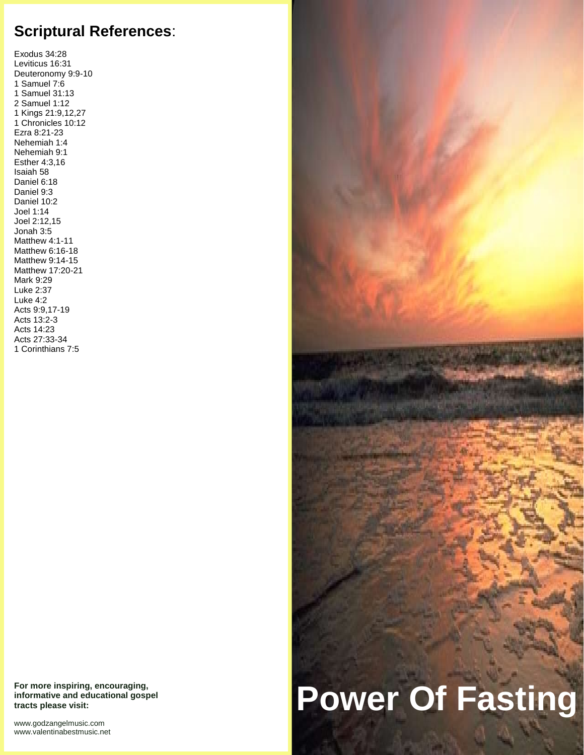## **Scriptural References**:

Exodus 34:28
Leviticus 16:31
Deuteronomy 9:9-10
1 Samuel 7:6
1 Samuel 31:13
2 Samuel 1:12
1 Kings 21:9,12,27
1 Chronicles 10:12
Ezra 8:21-23
Nehemiah 1:4
Nehemiah 9:1
Esther 4:3,16
Isaiah 58
Daniel 6:18
Daniel 9:3
Daniel 10:2
Joel 1:14
Joel 2:12,15
Jonah 3:5
Matthew 4:1-11
Matthew 6:16-18
Matthew 9:14-15
Matthew 17:20-21
Mark 9:29
Luke 2:37
Luke 4:2
Acts 9:9,17-19
Acts 13:2-3
Acts 14:23
Acts 27:33-34
1 Corinthians 7:5

**For more inspiring, encouraging, informative and educational gospel tracts please visit:**

www.godzangelmusic.com
www.valentinabestmusic.net

# Power Of Fasting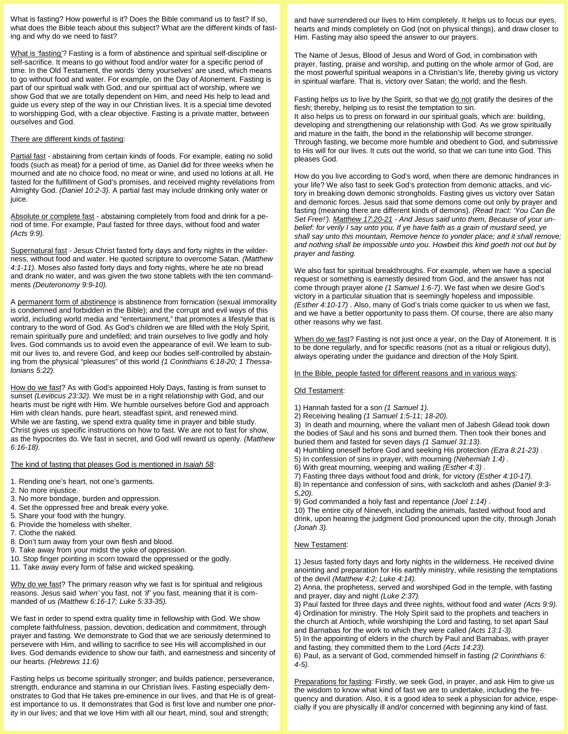What is fasting? How powerful is it? Does the Bible command us to fast? If so, what does the Bible teach about this subject? What are the different kinds of fasting and why do we need to fast?

What is 'fasting'? Fasting is a form of abstinence and spiritual self-discipline or self-sacrifice. It means to go without food and/or water for a specific period of time. In the Old Testament, the words 'deny yourselves' are used, which means to go without food and water. For example, on the Day of Atonement. Fasting is part of our spiritual walk with God, and our spiritual act of worship, where we show God that we are totally dependent on Him, and need His help to lead and guide us every step of the way in our Christian lives. It is a special time devoted to worshipping God, with a clear objective. Fasting is a private matter, between ourselves and God.

There are different kinds of fasting:

Partial fast - abstaining from certain kinds of foods. For example, eating no solid foods (such as meat) for a period of time, as Daniel did for three weeks when he mourned and ate no choice food, no meat or wine, and used no lotions at all. He fasted for the fulfillment of God's promises, and received mighty revelations from Almighty God. *(Daniel 10:2-3).* A partial fast may include drinking only water or juice.

Absolute or complete fast - abstaining completely from food and drink for a period of time. For example, Paul fasted for three days, without food and water *(Acts 9:9).*

Supernatural fast - Jesus Christ fasted forty days and forty nights in the wilderness, without food and water. He quoted scripture to overcome Satan. *(Matthew 4:1-11).* Moses also fasted forty days and forty nights, where he ate no bread and drank no water, and was given the two stone tablets with the ten commandments *(Deuteronomy 9:9-10).*

A permanent form of abstinence is abstinence from fornication (sexual immorality is condemned and forbidden in the Bible); and the corrupt and evil ways of this world, including world media and "entertainment," that promotes a lifestyle that is contrary to the word of God. As God's children we are filled with the Holy Spirit, remain spiritually pure and undefiled; and train ourselves to live godly and holy lives. God commands us to avoid even the appearance of evil. We learn to submit our lives to, and revere God, and keep our bodies self-controlled by abstaining from the physical "pleasures" of this world *(1 Corinthians 6:18-20; 1 Thessalonians 5:22).*

How do we fast? As with God's appointed Holy Days, fasting is from sunset to sunset *(Leviticus 23:32).* We must be in a right relationship with God, and our hearts must be right with Him. We humble ourselves before God and approach Him with clean hands, pure heart, steadfast spirit, and renewed mind.
While we are fasting, we spend extra quality time in prayer and bible study. Christ gives us specific instructions on how to fast. We are not to fast for show, as the hypocrites do. We fast in secret, and God will reward us openly. *(Matthew 6:16-18).*

The kind of fasting that pleases God is mentioned in *Isaiah 58:*

1. Rending one's heart, not one's garments.
2. No more injustice.
3. No more bondage, burden and oppression.
4. Set the oppressed free and break every yoke.
5. Share your food with the hungry.
6. Provide the homeless with shelter.
7. Clothe the naked.
8. Don't turn away from your own flesh and blood.
9. Take away from your midst the yoke of oppression.
10. Stop finger pointing in scorn toward the oppressed or the godly.
11. Take away every form of false and wicked speaking.

Why do we fast? The primary reason why we fast is for spiritual and religious reasons. Jesus said *'when'* you fast, not *'if'* you fast, meaning that it is commanded of us *(Matthew 6:16-17; Luke 5:33-35).*

We fast in order to spend extra quality time in fellowship with God. We show complete faithfulness, passion, devotion, dedication and commitment, through prayer and fasting. We demonstrate to God that we are seriously determined to persevere with Him, and willing to sacrifice to see His will accomplished in our lives. God demands evidence to show our faith, and earnestness and sincerity of our hearts. *(Hebrews 11:6)*

Fasting helps us become spiritually stronger; and builds patience, perseverance, strength, endurance and stamina in our Christian lives. Fasting especially demonstrates to God that He takes pre-eminence in our lives, and that He is of greatest importance to us. It demonstrates that God is first love and number one priority in our lives; and that we love Him with all our heart, mind, soul and strength; and have surrendered our lives to Him completely. It helps us to focus our eyes, hearts and minds completely on God (not on physical things), and draw closer to Him. Fasting may also speed the answer to our prayers.

The Name of Jesus, Blood of Jesus and Word of God, in combination with prayer, fasting, praise and worship, and putting on the whole armor of God, are the most powerful spiritual weapons in a Christian's life, thereby giving us victory in spiritual warfare. That is, victory over Satan; the world; and the flesh.

Fasting helps us to live by the Spirit, so that we do not gratify the desires of the flesh; thereby, helping us to resist the temptation to sin.
It also helps us to press on forward in our spiritual goals, which are: building, developing and strengthening our relationship with God. As we grow spiritually and mature in the faith, the bond in the relationship will become stronger. Through fasting, we become more humble and obedient to God, and submissive to His will for our lives. It cuts out the world, so that we can tune into God. This pleases God.

How do you live according to God's word, when there are demonic hindrances in your life? We also fast to seek God's protection from demonic attacks, and victory in breaking down demonic strongholds. Fasting gives us victory over Satan and demonic forces. Jesus said that some demons come out only by prayer and fasting (meaning there are different kinds of demons). *(Read tract: 'You Can Be Set Free!').* *Matthew 17:20-21 - And Jesus said unto them, Because of your unbelief: for verily I say unto you, If ye have faith as a grain of mustard seed, ye shall say unto this mountain, Remove hence to yonder place; and it shall remove; and nothing shall be impossible unto you. Howbeit this kind goeth not out but by prayer and fasting.*

We also fast for spiritual breakthroughs. For example, when we have a special request or something is earnestly desired from God, and the answer has not come through prayer alone *(1 Samuel 1:6-7)*. We fast when we desire God's victory in a particular situation that is seemingly hopeless and impossible. *(Esther 4:10-17)* . Also, many of God's trials come quicker to us when we fast, and we have a better opportunity to pass them. Of course, there are also many other reasons why we fast.

When do we fast? Fasting is not just once a year, on the Day of Atonement. It is to be done regularly, and for specific reasons (not as a ritual or religious duty), always operating under the guidance and direction of the Holy Spirit.

In the Bible, people fasted for different reasons and in various ways:

Old Testament:

1) Hannah fasted for a son *(1 Samuel 1).*
2) Receiving healing *(1 Samuel 1:5-11; 18-20).*
3) In death and mourning, where the valiant men of Jabesh Gilead took down the bodies of Saul and his sons and burned them. Then took their bones and buried them and fasted for seven days *(1 Samuel 31:13).*
4) Humbling oneself before God and seeking His protection *(Ezra 8:21-23)* .
5) In confession of sins in prayer, with mourning *(Nehemiah 1:4)* .
6) With great mourning, weeping and wailing *(Esther 4:3)* .
7) Fasting three days without food and drink, for victory *(Esther 4:10-17).*
8) In repentance and confession of sins, with sackcloth and ashes *(Daniel 9:3-5,20).*
9) God commanded a holy fast and repentance *(Joel 1:14)* .
10) The entire city of Nineveh, including the animals, fasted without food and drink, upon hearing the judgment God pronounced upon the city, through Jonah *(Jonah 3).*

New Testament:

1) Jesus fasted forty days and forty nights in the wilderness. He received divine anointing and preparation for His earthly ministry, while resisting the temptations of the devil *(Matthew 4:2; Luke 4:14).*
2) Anna, the prophetess, served and worshiped God in the temple, with fasting and prayer, day and night *(Luke 2:37).*
3) Paul fasted for three days and three nights, without food and water *(Acts 9:9).*
4) Ordination for ministry. The Holy Spirit said to the prophets and teachers in the church at Antioch, while worshiping the Lord and fasting, to set apart Saul and Barnabas for the work to which they were called *(Acts 13:1-3).*
5) In the appointing of elders in the church by Paul and Barnabas, with prayer and fasting, they committed them to the Lord *(Acts 14:23).*
6) Paul, as a servant of God, commended himself in fasting *(2 Corinthians 6: 4-5).*

Preparations for fasting: Firstly, we seek God, in prayer, and ask Him to give us the wisdom to know what kind of fast we are to undertake, including the frequency and duration. Also, it is a good idea to seek a physician for advice, especially if you are physically ill and/or concerned with beginning any kind of fast.